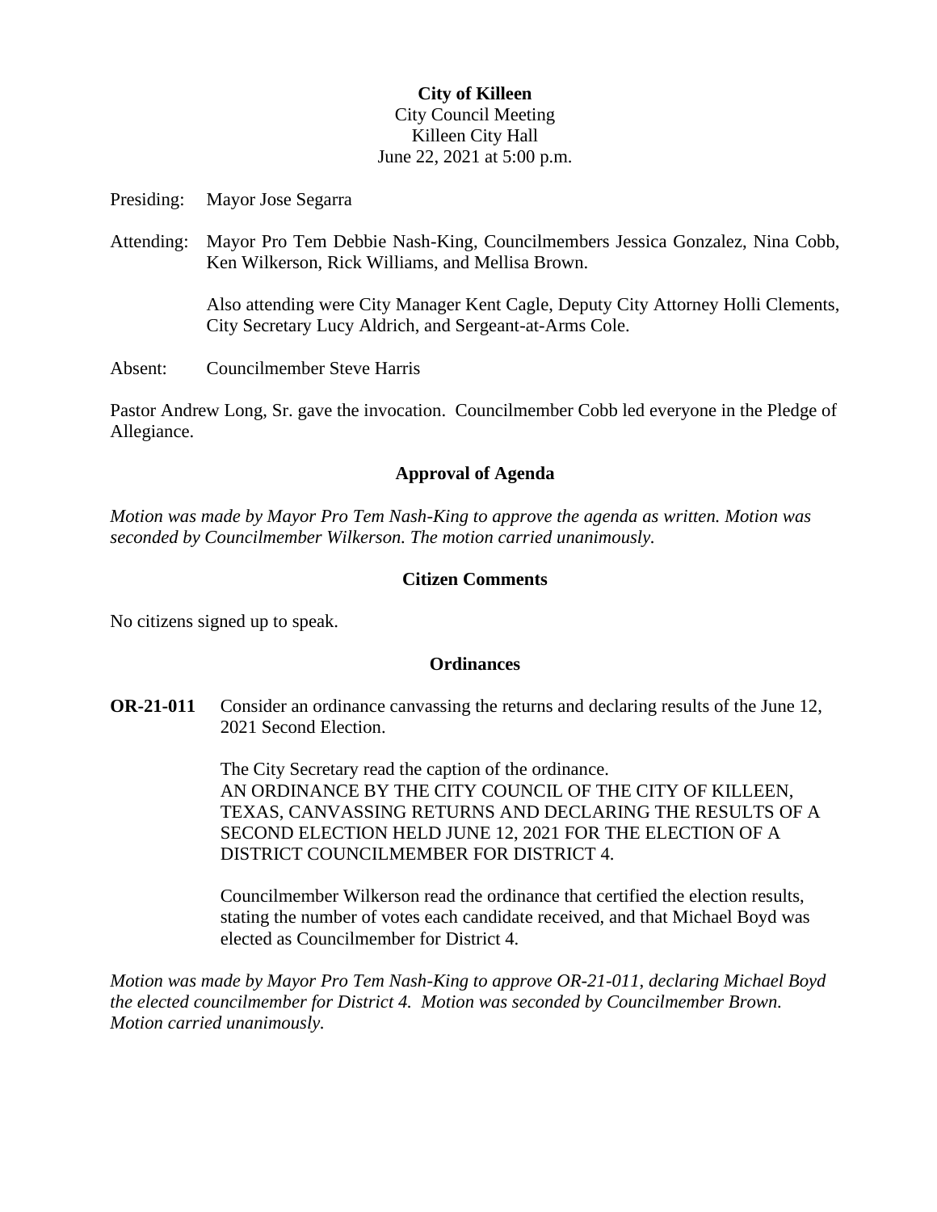**City of Killeen**
City Council Meeting
Killeen City Hall
June 22, 2021 at 5:00 p.m.

Presiding: Mayor Jose Segarra

Attending: Mayor Pro Tem Debbie Nash-King, Councilmembers Jessica Gonzalez, Nina Cobb, Ken Wilkerson, Rick Williams, and Mellisa Brown.

Also attending were City Manager Kent Cagle, Deputy City Attorney Holli Clements, City Secretary Lucy Aldrich, and Sergeant-at-Arms Cole.

Absent: Councilmember Steve Harris

Pastor Andrew Long, Sr. gave the invocation. Councilmember Cobb led everyone in the Pledge of Allegiance.

## Approval of Agenda

*Motion was made by Mayor Pro Tem Nash-King to approve the agenda as written. Motion was seconded by Councilmember Wilkerson. The motion carried unanimously.*

## Citizen Comments

No citizens signed up to speak.

## Ordinances

**OR-21-011** Consider an ordinance canvassing the returns and declaring results of the June 12, 2021 Second Election.

The City Secretary read the caption of the ordinance.
AN ORDINANCE BY THE CITY COUNCIL OF THE CITY OF KILLEEN, TEXAS, CANVASSING RETURNS AND DECLARING THE RESULTS OF A SECOND ELECTION HELD JUNE 12, 2021 FOR THE ELECTION OF A DISTRICT COUNCILMEMBER FOR DISTRICT 4.

Councilmember Wilkerson read the ordinance that certified the election results, stating the number of votes each candidate received, and that Michael Boyd was elected as Councilmember for District 4.

*Motion was made by Mayor Pro Tem Nash-King to approve OR-21-011, declaring Michael Boyd the elected councilmember for District 4. Motion was seconded by Councilmember Brown. Motion carried unanimously.*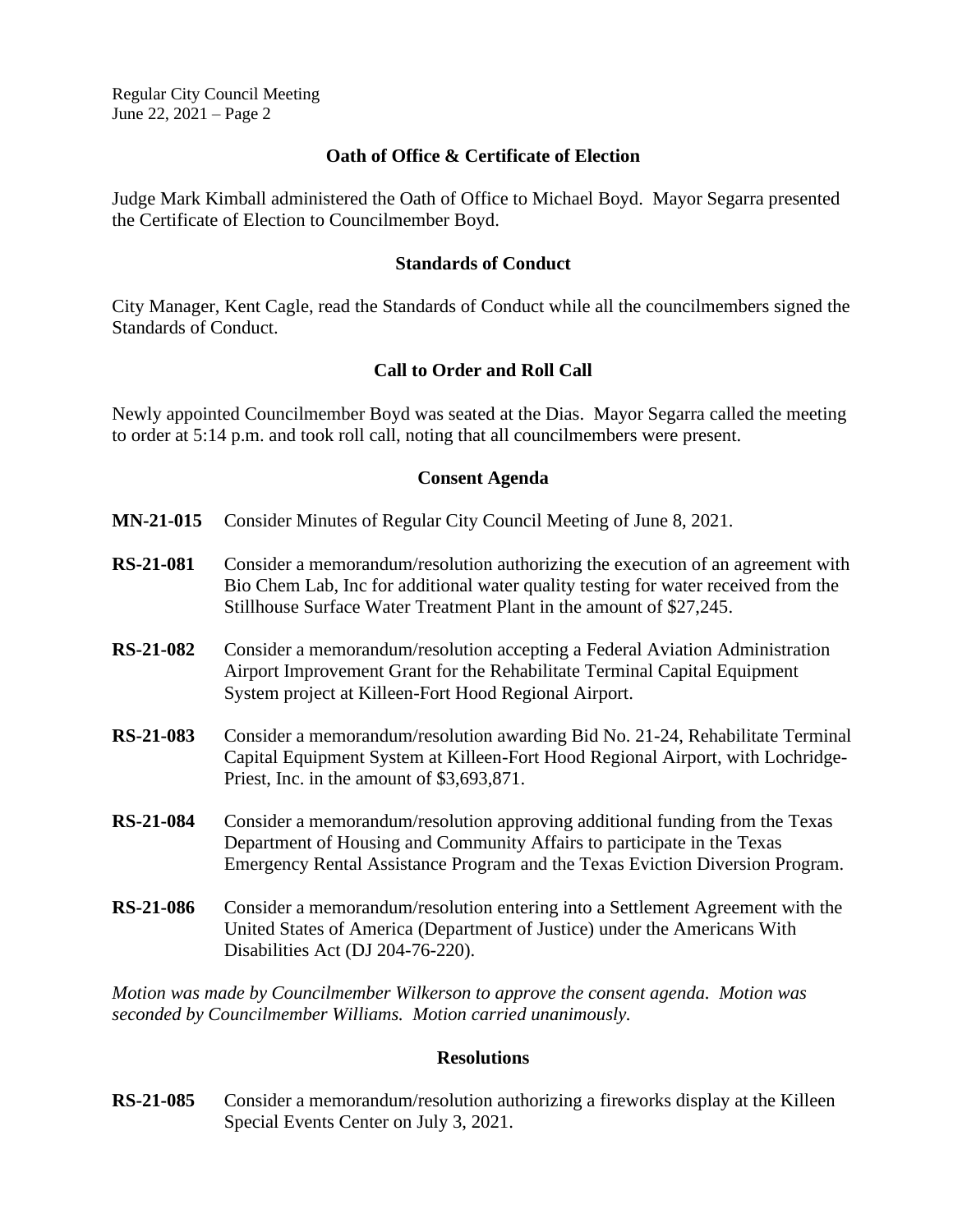## Oath of Office & Certificate of Election

Judge Mark Kimball administered the Oath of Office to Michael Boyd. Mayor Segarra presented the Certificate of Election to Councilmember Boyd.

## Standards of Conduct

City Manager, Kent Cagle, read the Standards of Conduct while all the councilmembers signed the Standards of Conduct.

## Call to Order and Roll Call

Newly appointed Councilmember Boyd was seated at the Dias. Mayor Segarra called the meeting to order at 5:14 p.m. and took roll call, noting that all councilmembers were present.

## Consent Agenda

**MN-21-015** Consider Minutes of Regular City Council Meeting of June 8, 2021.

**RS-21-081** Consider a memorandum/resolution authorizing the execution of an agreement with Bio Chem Lab, Inc for additional water quality testing for water received from the Stillhouse Surface Water Treatment Plant in the amount of $27,245.

**RS-21-082** Consider a memorandum/resolution accepting a Federal Aviation Administration Airport Improvement Grant for the Rehabilitate Terminal Capital Equipment System project at Killeen-Fort Hood Regional Airport.

**RS-21-083** Consider a memorandum/resolution awarding Bid No. 21-24, Rehabilitate Terminal Capital Equipment System at Killeen-Fort Hood Regional Airport, with Lochridge-Priest, Inc. in the amount of $3,693,871.

**RS-21-084** Consider a memorandum/resolution approving additional funding from the Texas Department of Housing and Community Affairs to participate in the Texas Emergency Rental Assistance Program and the Texas Eviction Diversion Program.

**RS-21-086** Consider a memorandum/resolution entering into a Settlement Agreement with the United States of America (Department of Justice) under the Americans With Disabilities Act (DJ 204-76-220).

*Motion was made by Councilmember Wilkerson to approve the consent agenda. Motion was seconded by Councilmember Williams. Motion carried unanimously.*

## Resolutions

**RS-21-085** Consider a memorandum/resolution authorizing a fireworks display at the Killeen Special Events Center on July 3, 2021.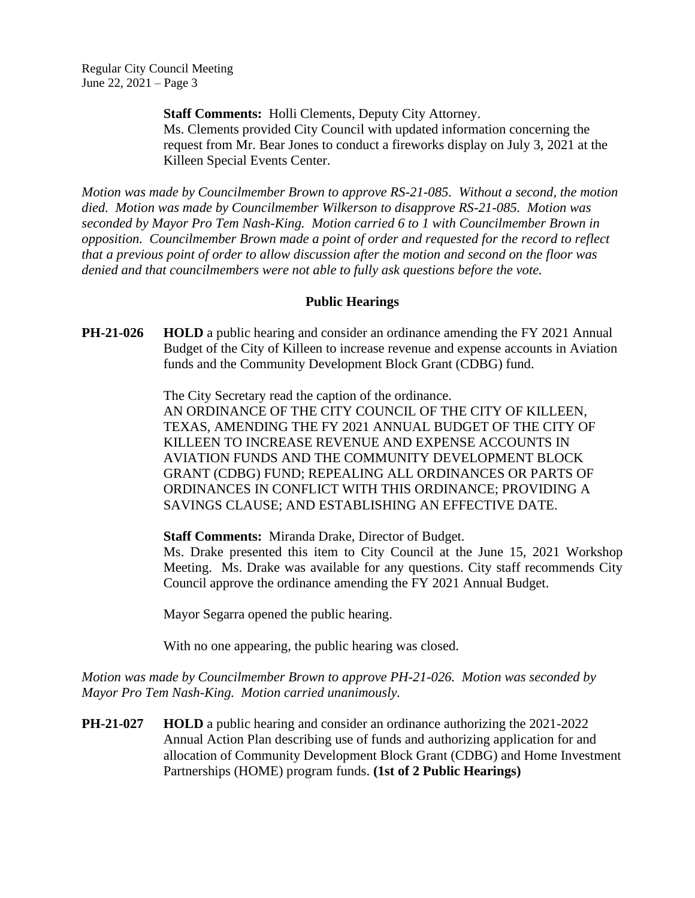**Staff Comments:** Holli Clements, Deputy City Attorney.
Ms. Clements provided City Council with updated information concerning the request from Mr. Bear Jones to conduct a fireworks display on July 3, 2021 at the Killeen Special Events Center.

*Motion was made by Councilmember Brown to approve RS-21-085. Without a second, the motion died. Motion was made by Councilmember Wilkerson to disapprove RS-21-085. Motion was seconded by Mayor Pro Tem Nash-King. Motion carried 6 to 1 with Councilmember Brown in opposition. Councilmember Brown made a point of order and requested for the record to reflect that a previous point of order to allow discussion after the motion and second on the floor was denied and that councilmembers were not able to fully ask questions before the vote.*

## Public Hearings

**PH-21-026** **HOLD** a public hearing and consider an ordinance amending the FY 2021 Annual Budget of the City of Killeen to increase revenue and expense accounts in Aviation funds and the Community Development Block Grant (CDBG) fund.

The City Secretary read the caption of the ordinance.
AN ORDINANCE OF THE CITY COUNCIL OF THE CITY OF KILLEEN, TEXAS, AMENDING THE FY 2021 ANNUAL BUDGET OF THE CITY OF KILLEEN TO INCREASE REVENUE AND EXPENSE ACCOUNTS IN AVIATION FUNDS AND THE COMMUNITY DEVELOPMENT BLOCK GRANT (CDBG) FUND; REPEALING ALL ORDINANCES OR PARTS OF ORDINANCES IN CONFLICT WITH THIS ORDINANCE; PROVIDING A SAVINGS CLAUSE; AND ESTABLISHING AN EFFECTIVE DATE.

**Staff Comments:** Miranda Drake, Director of Budget.
Ms. Drake presented this item to City Council at the June 15, 2021 Workshop Meeting. Ms. Drake was available for any questions. City staff recommends City Council approve the ordinance amending the FY 2021 Annual Budget.

Mayor Segarra opened the public hearing.

With no one appearing, the public hearing was closed.

*Motion was made by Councilmember Brown to approve PH-21-026. Motion was seconded by Mayor Pro Tem Nash-King. Motion carried unanimously.*

**PH-21-027** **HOLD** a public hearing and consider an ordinance authorizing the 2021-2022 Annual Action Plan describing use of funds and authorizing application for and allocation of Community Development Block Grant (CDBG) and Home Investment Partnerships (HOME) program funds. **(1st of 2 Public Hearings)**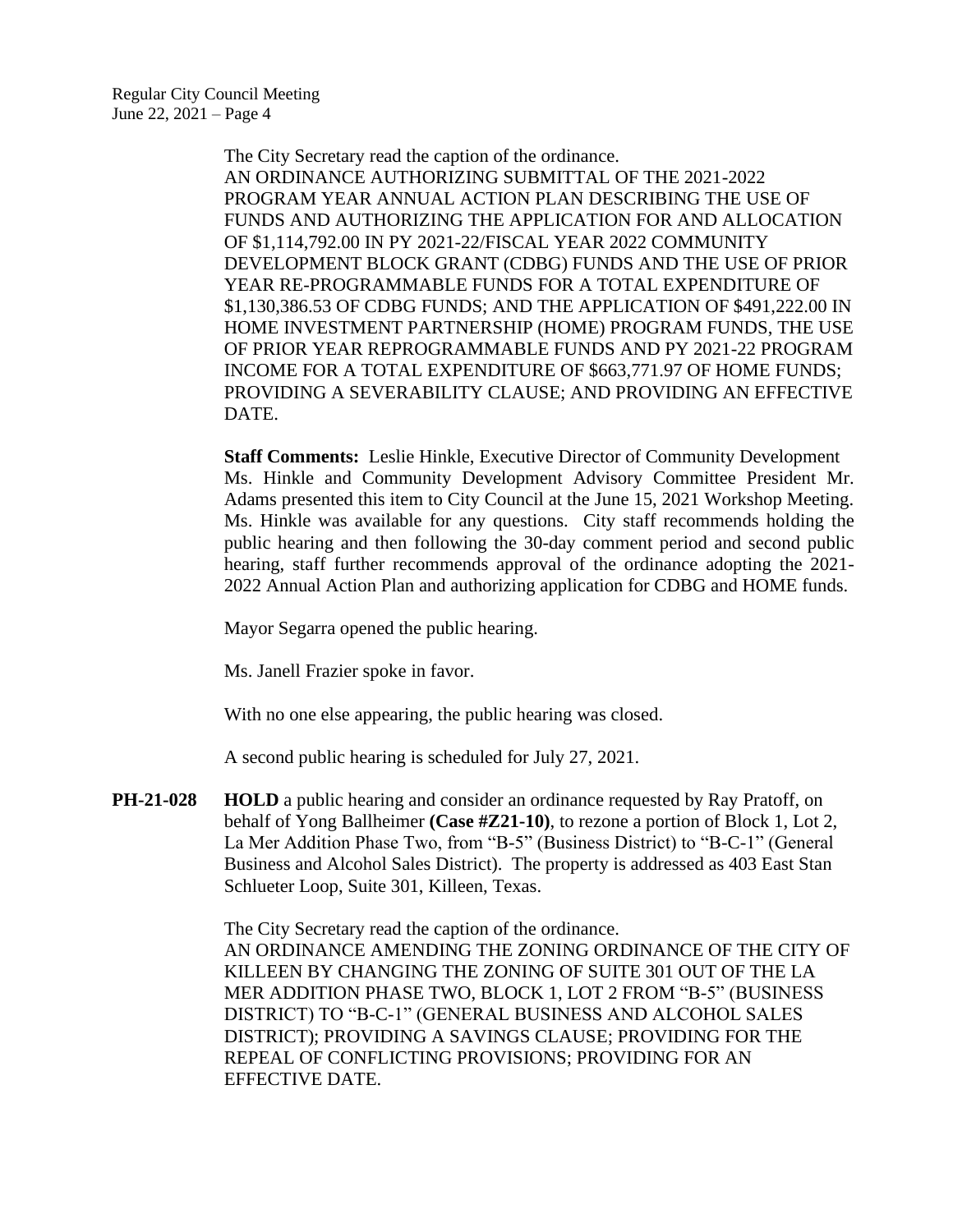The City Secretary read the caption of the ordinance.
AN ORDINANCE AUTHORIZING SUBMITTAL OF THE 2021-2022 PROGRAM YEAR ANNUAL ACTION PLAN DESCRIBING THE USE OF FUNDS AND AUTHORIZING THE APPLICATION FOR AND ALLOCATION OF $1,114,792.00 IN PY 2021-22/FISCAL YEAR 2022 COMMUNITY DEVELOPMENT BLOCK GRANT (CDBG) FUNDS AND THE USE OF PRIOR YEAR RE-PROGRAMMABLE FUNDS FOR A TOTAL EXPENDITURE OF $1,130,386.53 OF CDBG FUNDS; AND THE APPLICATION OF $491,222.00 IN HOME INVESTMENT PARTNERSHIP (HOME) PROGRAM FUNDS, THE USE OF PRIOR YEAR REPROGRAMMABLE FUNDS AND PY 2021-22 PROGRAM INCOME FOR A TOTAL EXPENDITURE OF $663,771.97 OF HOME FUNDS; PROVIDING A SEVERABILITY CLAUSE; AND PROVIDING AN EFFECTIVE DATE.

**Staff Comments:** Leslie Hinkle, Executive Director of Community Development
Ms. Hinkle and Community Development Advisory Committee President Mr. Adams presented this item to City Council at the June 15, 2021 Workshop Meeting. Ms. Hinkle was available for any questions. City staff recommends holding the public hearing and then following the 30-day comment period and second public hearing, staff further recommends approval of the ordinance adopting the 2021-2022 Annual Action Plan and authorizing application for CDBG and HOME funds.

Mayor Segarra opened the public hearing.

Ms. Janell Frazier spoke in favor.

With no one else appearing, the public hearing was closed.

A second public hearing is scheduled for July 27, 2021.

**PH-21-028** **HOLD** a public hearing and consider an ordinance requested by Ray Pratoff, on behalf of Yong Ballheimer **(Case #Z21-10)**, to rezone a portion of Block 1, Lot 2, La Mer Addition Phase Two, from "B-5" (Business District) to "B-C-1" (General Business and Alcohol Sales District). The property is addressed as 403 East Stan Schlueter Loop, Suite 301, Killeen, Texas.

The City Secretary read the caption of the ordinance.
AN ORDINANCE AMENDING THE ZONING ORDINANCE OF THE CITY OF KILLEEN BY CHANGING THE ZONING OF SUITE 301 OUT OF THE LA MER ADDITION PHASE TWO, BLOCK 1, LOT 2 FROM "B-5" (BUSINESS DISTRICT) TO "B-C-1" (GENERAL BUSINESS AND ALCOHOL SALES DISTRICT); PROVIDING A SAVINGS CLAUSE; PROVIDING FOR THE REPEAL OF CONFLICTING PROVISIONS; PROVIDING FOR AN EFFECTIVE DATE.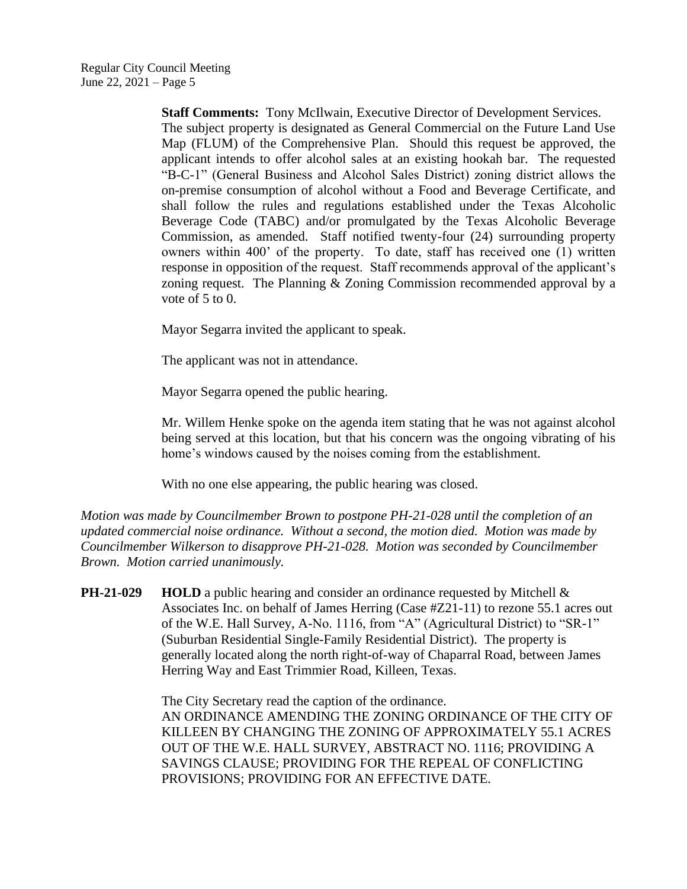**Staff Comments:** Tony McIlwain, Executive Director of Development Services. The subject property is designated as General Commercial on the Future Land Use Map (FLUM) of the Comprehensive Plan. Should this request be approved, the applicant intends to offer alcohol sales at an existing hookah bar. The requested "B-C-1" (General Business and Alcohol Sales District) zoning district allows the on-premise consumption of alcohol without a Food and Beverage Certificate, and shall follow the rules and regulations established under the Texas Alcoholic Beverage Code (TABC) and/or promulgated by the Texas Alcoholic Beverage Commission, as amended. Staff notified twenty-four (24) surrounding property owners within 400' of the property. To date, staff has received one (1) written response in opposition of the request. Staff recommends approval of the applicant's zoning request. The Planning & Zoning Commission recommended approval by a vote of 5 to 0.

Mayor Segarra invited the applicant to speak.

The applicant was not in attendance.

Mayor Segarra opened the public hearing.

Mr. Willem Henke spoke on the agenda item stating that he was not against alcohol being served at this location, but that his concern was the ongoing vibrating of his home's windows caused by the noises coming from the establishment.

With no one else appearing, the public hearing was closed.

*Motion was made by Councilmember Brown to postpone PH-21-028 until the completion of an updated commercial noise ordinance. Without a second, the motion died. Motion was made by Councilmember Wilkerson to disapprove PH-21-028. Motion was seconded by Councilmember Brown. Motion carried unanimously.*

**PH-21-029** **HOLD** a public hearing and consider an ordinance requested by Mitchell & Associates Inc. on behalf of James Herring (Case #Z21-11) to rezone 55.1 acres out of the W.E. Hall Survey, A-No. 1116, from "A" (Agricultural District) to "SR-1" (Suburban Residential Single-Family Residential District). The property is generally located along the north right-of-way of Chaparral Road, between James Herring Way and East Trimmier Road, Killeen, Texas.

The City Secretary read the caption of the ordinance.
AN ORDINANCE AMENDING THE ZONING ORDINANCE OF THE CITY OF KILLEEN BY CHANGING THE ZONING OF APPROXIMATELY 55.1 ACRES OUT OF THE W.E. HALL SURVEY, ABSTRACT NO. 1116; PROVIDING A SAVINGS CLAUSE; PROVIDING FOR THE REPEAL OF CONFLICTING PROVISIONS; PROVIDING FOR AN EFFECTIVE DATE.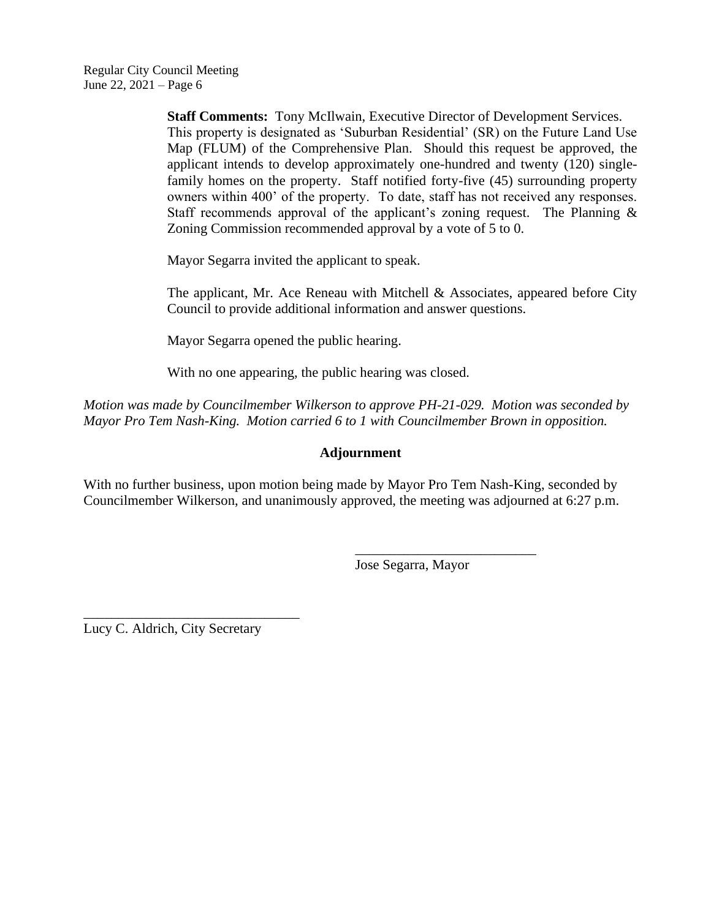**Staff Comments:** Tony McIlwain, Executive Director of Development Services. This property is designated as 'Suburban Residential' (SR) on the Future Land Use Map (FLUM) of the Comprehensive Plan. Should this request be approved, the applicant intends to develop approximately one-hundred and twenty (120) single-family homes on the property. Staff notified forty-five (45) surrounding property owners within 400' of the property. To date, staff has not received any responses. Staff recommends approval of the applicant's zoning request. The Planning & Zoning Commission recommended approval by a vote of 5 to 0.

Mayor Segarra invited the applicant to speak.

The applicant, Mr. Ace Reneau with Mitchell & Associates, appeared before City Council to provide additional information and answer questions.

Mayor Segarra opened the public hearing.

With no one appearing, the public hearing was closed.

*Motion was made by Councilmember Wilkerson to approve PH-21-029. Motion was seconded by Mayor Pro Tem Nash-King. Motion carried 6 to 1 with Councilmember Brown in opposition.*

## Adjournment

With no further business, upon motion being made by Mayor Pro Tem Nash-King, seconded by Councilmember Wilkerson, and unanimously approved, the meeting was adjourned at 6:27 p.m.

___________________________
Jose Segarra, Mayor

_______________________________
Lucy C. Aldrich, City Secretary